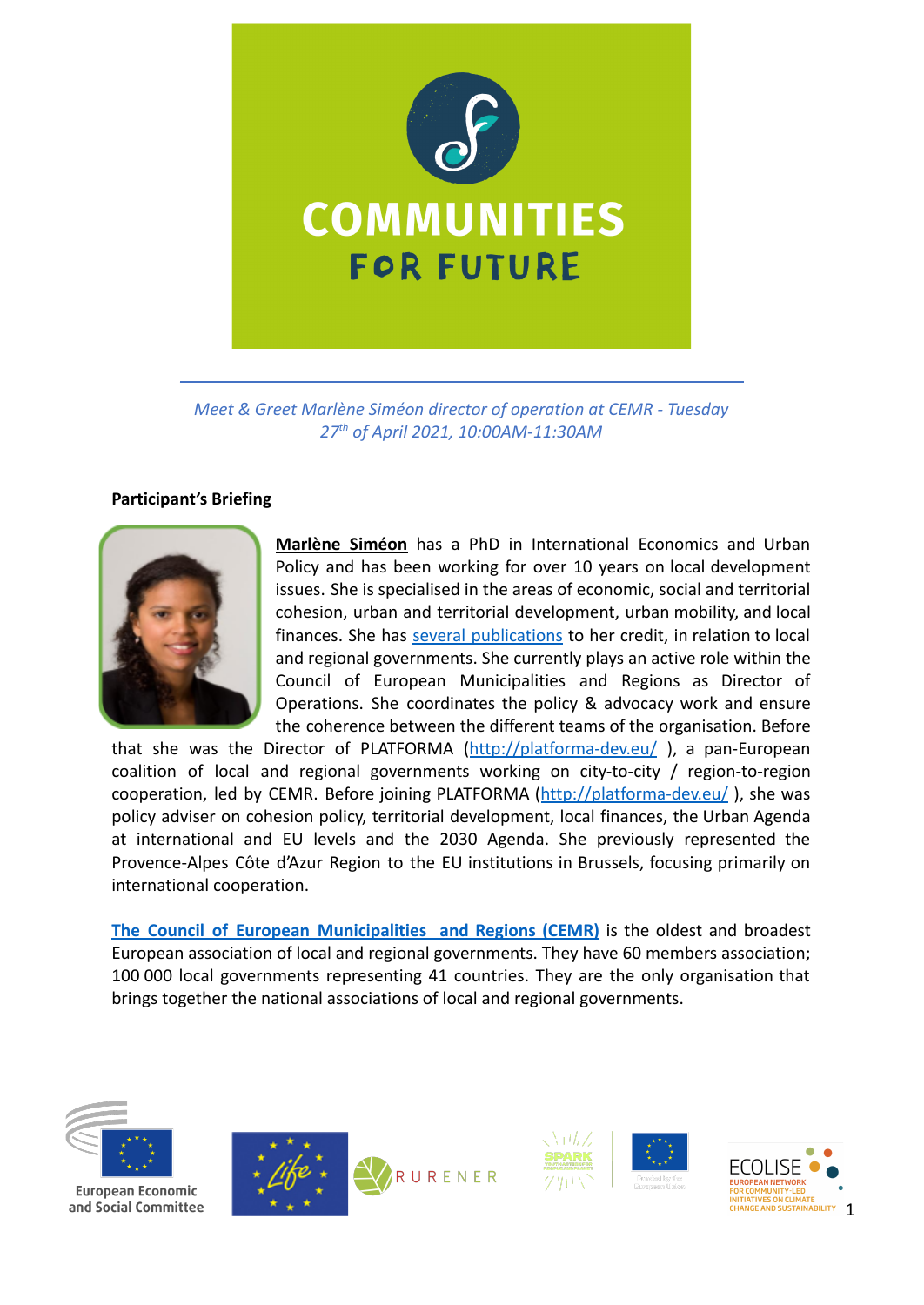# COMMUNITIES FOR FUTURE

*Meet & Greet Marlène Siméon director of operation at CEMR - Tuesday 27th of April 2021, 10:00AM-11:30AM*

**Participant's Briefing**

**Marlène Siméon** has a PhD in International Economics and Urban Policy and has been working for over 10 years on local development issues. She is specialised in the areas of economic, social and territorial cohesion, urban and territorial development, urban mobility, and local finances. She has several publications to her credit, in relation to local and regional governments. She currently plays an active role within the Council of European Municipalities and Regions as Director of Operations. She coordinates the policy & advocacy work and ensure the coherence between the different teams of the organisation. Before that she was the Director of PLATFORMA (http://platforma-dev.eu/ ), a pan-European coalition of local and regional governments working on city-to-city / region-to-region cooperation, led by CEMR. Before joining PLATFORMA (http://platforma-dev.eu/ ), she was policy adviser on cohesion policy, territorial development, local finances, the Urban Agenda at international and EU levels and the 2030 Agenda. She previously represented the Provence-Alpes Côte d'Azur Region to the EU institutions in Brussels, focusing primarily on international cooperation.

**The Council of European Municipalities and Regions (CEMR)** is the oldest and broadest European association of local and regional governments. They have 60 members association; 100 000 local governments representing 41 countries. They are the only organisation that brings together the national associations of local and regional governments.

European Economic and Social Committee

RURENER

ECOLISE
EUROPEAN NETWORK FOR COMMUNITY-LED INITIATIVES ON CLIMATE CHANGE AND SUSTAINABILITY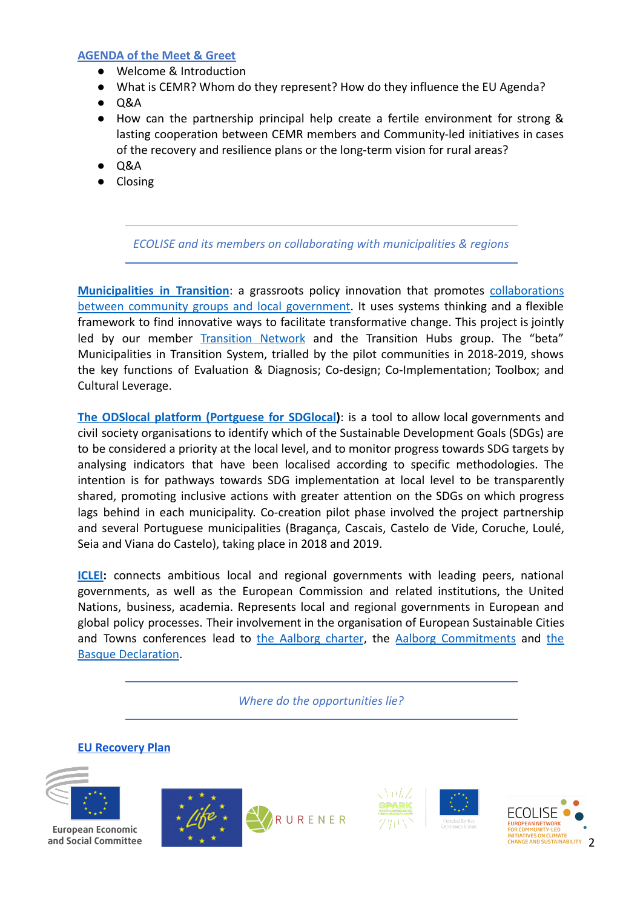**AGENDA of the Meet & Greet**

- Welcome & Introduction
- What is CEMR? Whom do they represent? How do they influence the EU Agenda?
- Q&A
- How can the partnership principal help create a fertile environment for strong & lasting cooperation between CEMR members and Community-led initiatives in cases of the recovery and resilience plans or the long-term vision for rural areas?
- Q&A
- Closing

---

*ECOLISE and its members on collaborating with municipalities & regions*

---

**Municipalities in Transition**: a grassroots policy innovation that promotes collaborations between community groups and local government. It uses systems thinking and a flexible framework to find innovative ways to facilitate transformative change. This project is jointly led by our member Transition Network and the Transition Hubs group. The "beta" Municipalities in Transition System, trialled by the pilot communities in 2018-2019, shows the key functions of Evaluation & Diagnosis; Co-design; Co-Implementation; Toolbox; and Cultural Leverage.

**The ODSlocal platform (Portguese for SDGlocal)**: is a tool to allow local governments and civil society organisations to identify which of the Sustainable Development Goals (SDGs) are to be considered a priority at the local level, and to monitor progress towards SDG targets by analysing indicators that have been localised according to specific methodologies. The intention is for pathways towards SDG implementation at local level to be transparently shared, promoting inclusive actions with greater attention on the SDGs on which progress lags behind in each municipality. Co-creation pilot phase involved the project partnership and several Portuguese municipalities (Bragança, Cascais, Castelo de Vide, Coruche, Loulé, Seia and Viana do Castelo), taking place in 2018 and 2019.

**ICLEI**: connects ambitious local and regional governments with leading peers, national governments, as well as the European Commission and related institutions, the United Nations, business, academia. Represents local and regional governments in European and global policy processes. Their involvement in the organisation of European Sustainable Cities and Towns conferences lead to the Aalborg charter, the Aalborg Commitments and the Basque Declaration.

---

*Where do the opportunties lie?*

---

**EU Recovery Plan**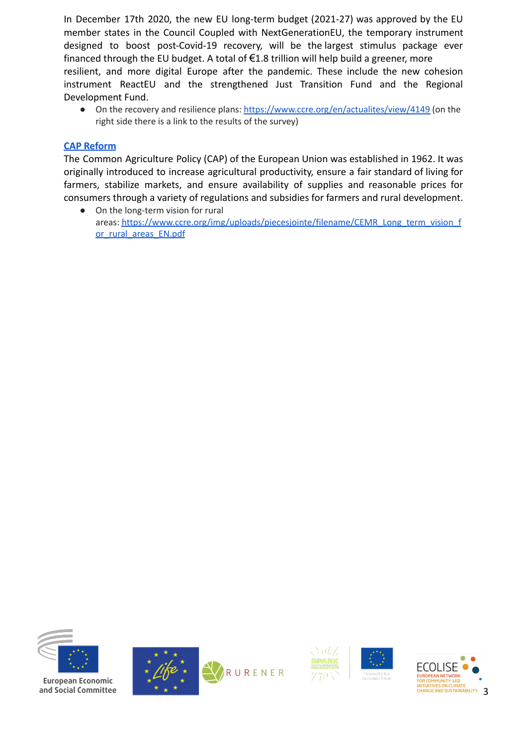In December 17th 2020, the new EU long-term budget (2021-27) was approved by the EU member states in the Council Coupled with NextGenerationEU, the temporary instrument designed to boost post-Covid-19 recovery, will be the largest stimulus package ever financed through the EU budget. A total of €1.8 trillion will help build a greener, more resilient, and more digital Europe after the pandemic. These include the new cohesion instrument ReactEU and the strengthened Just Transition Fund and the Regional Development Fund.

- On the recovery and resilience plans: [https://www.ccre.org/en/actualites/view/4149](https://www.ccre.org/en/actualites/view/4149) (on the right side there is a link to the results of the survey)

## [CAP Reform]()

The Common Agriculture Policy (CAP) of the European Union was established in 1962. It was originally introduced to increase agricultural productivity, ensure a fair standard of living for farmers, stabilize markets, and ensure availability of supplies and reasonable prices for consumers through a variety of regulations and subsidies for farmers and rural development.

- On the long-term vision for rural areas: [https://www.ccre.org/img/uploads/piecesjointe/filename/CEMR_Long_term_vision_for_rural_areas_EN.pdf](https://www.ccre.org/img/uploads/piecesjointe/filename/CEMR_Long_term_vision_for_rural_areas_EN.pdf)